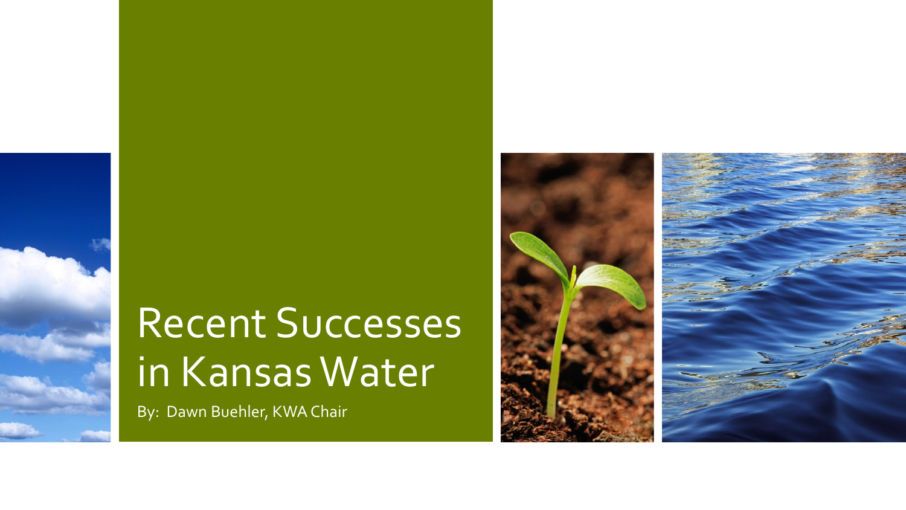# Recent Successes in Kansas Water

By: Dawn Buehler, KWA Chair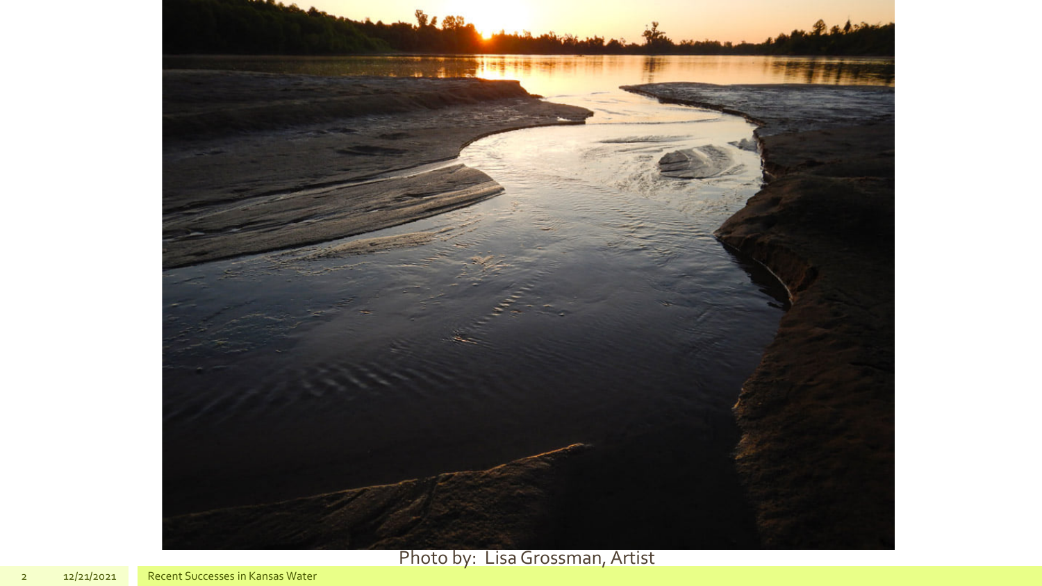Photo by: Lisa Grossman, Artist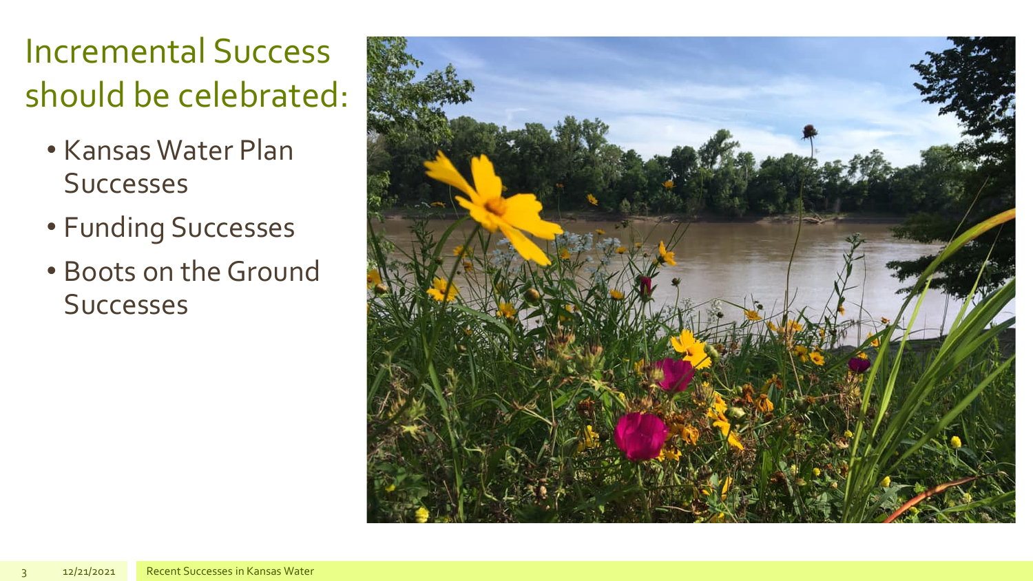# Incremental Success should be celebrated:

- Kansas Water Plan Successes
- Funding Successes
- Boots on the Ground Successes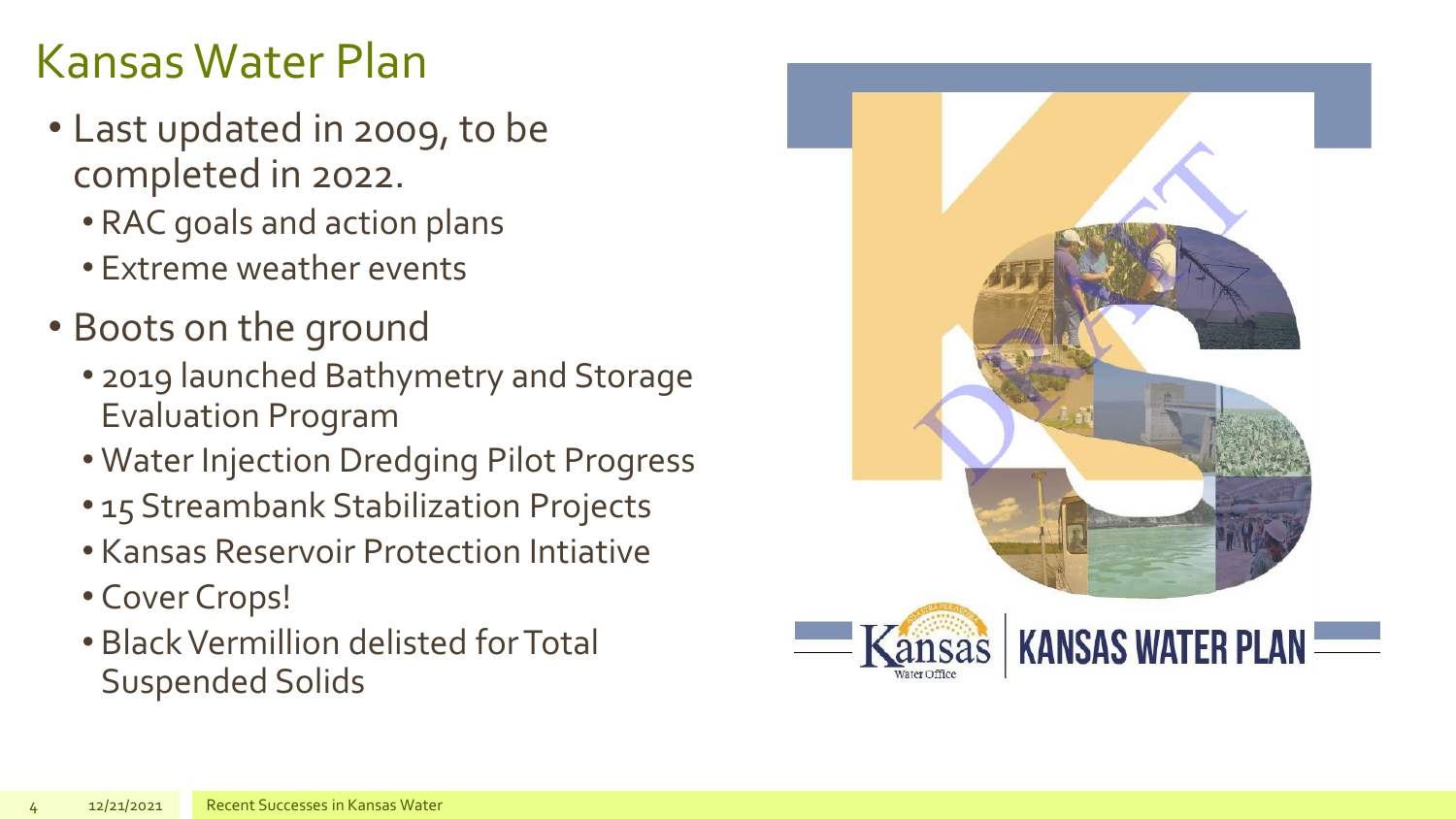# Kansas Water Plan

- Last updated in 2009, to be completed in 2022.
  - RAC goals and action plans
  - Extreme weather events
- Boots on the ground
  - 2019 launched Bathymetry and Storage Evaluation Program
  - Water Injection Dredging Pilot Progress
  - 15 Streambank Stabilization Projects
  - Kansas Reservoir Protection Intiative
  - Cover Crops!
  - Black Vermillion delisted for Total Suspended Solids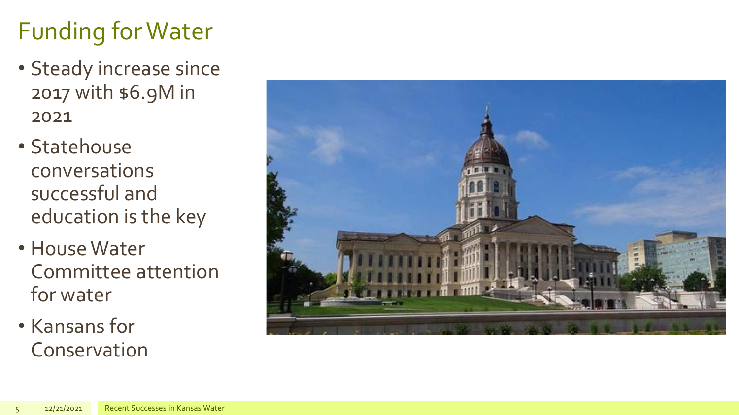# Funding for Water

- Steady increase since 2017 with $6.9M in 2021
- Statehouse conversations successful and education is the key
- House Water Committee attention for water
- Kansans for Conservation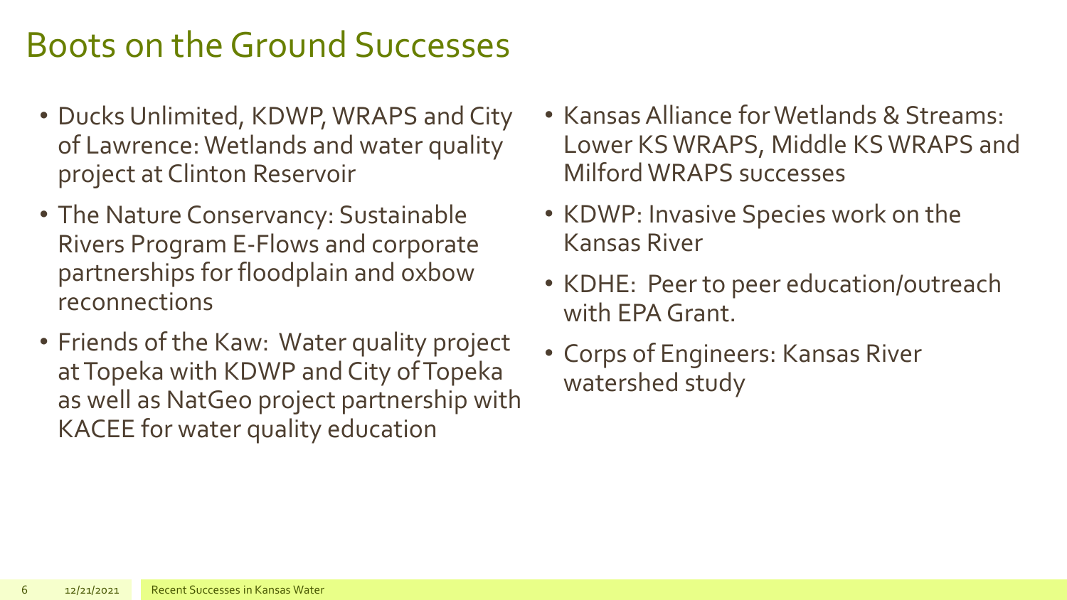# Boots on the Ground Successes

- Ducks Unlimited, KDWP, WRAPS and City of Lawrence: Wetlands and water quality project at Clinton Reservoir
- The Nature Conservancy: Sustainable Rivers Program E-Flows and corporate partnerships for floodplain and oxbow reconnections
- Friends of the Kaw: Water quality project at Topeka with KDWP and City of Topeka as well as NatGeo project partnership with KACEE for water quality education
- Kansas Alliance for Wetlands & Streams: Lower KS WRAPS, Middle KS WRAPS and Milford WRAPS successes
- KDWP: Invasive Species work on the Kansas River
- KDHE: Peer to peer education/outreach with EPA Grant.
- Corps of Engineers: Kansas River watershed study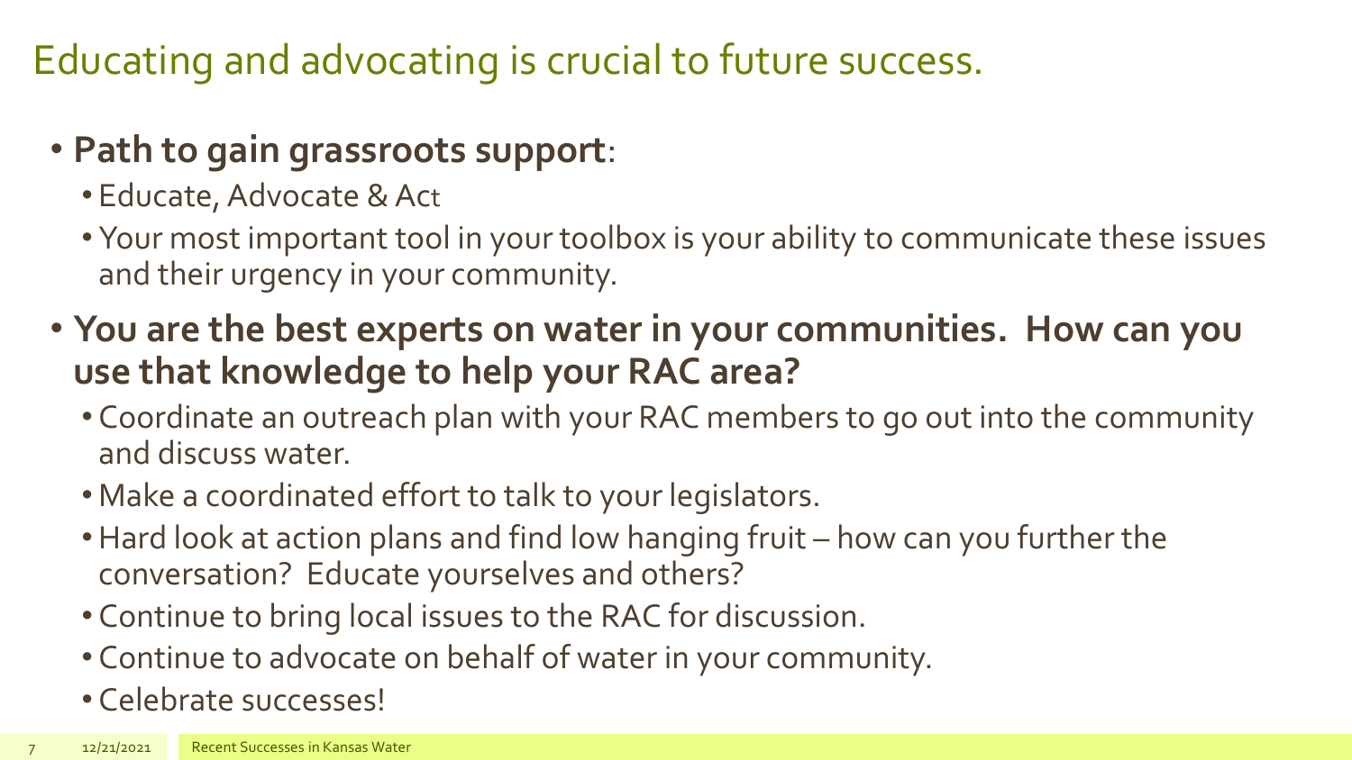# Educating and advocating is crucial to future success.

- **Path to gain grassroots support**:
  - Educate, Advocate & Act
  - Your most important tool in your toolbox is your ability to communicate these issues and their urgency in your community.
- **You are the best experts on water in your communities. How can you use that knowledge to help your RAC area?**
  - Coordinate an outreach plan with your RAC members to go out into the community and discuss water.
  - Make a coordinated effort to talk to your legislators.
  - Hard look at action plans and find low hanging fruit – how can you further the conversation? Educate yourselves and others?
  - Continue to bring local issues to the RAC for discussion.
  - Continue to advocate on behalf of water in your community.
  - Celebrate successes!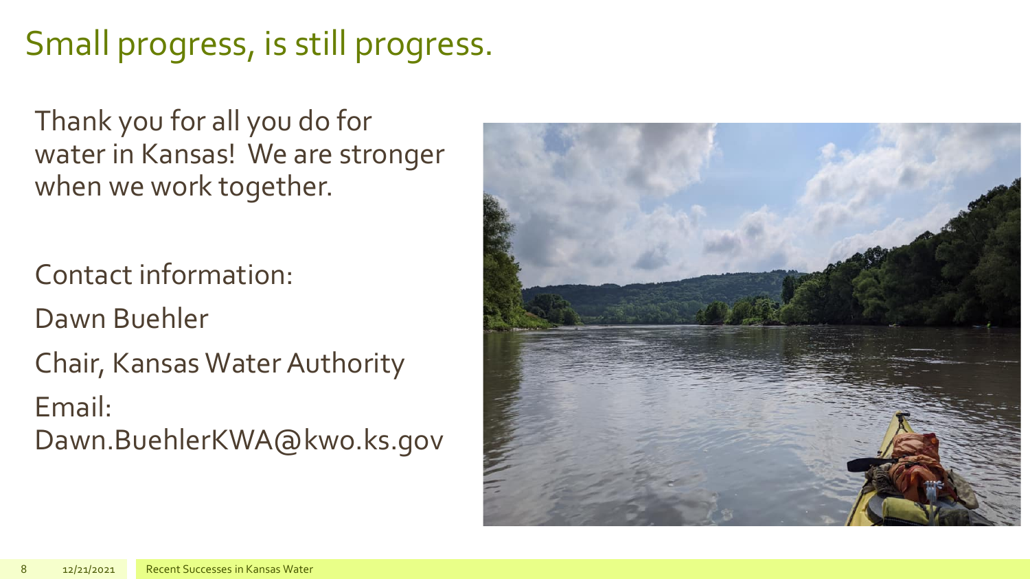# Small progress, is still progress.

Thank you for all you do for water in Kansas! We are stronger when we work together.

Contact information:

Dawn Buehler

Chair, Kansas Water Authority

Email: Dawn.BuehlerKWA@kwo.ks.gov